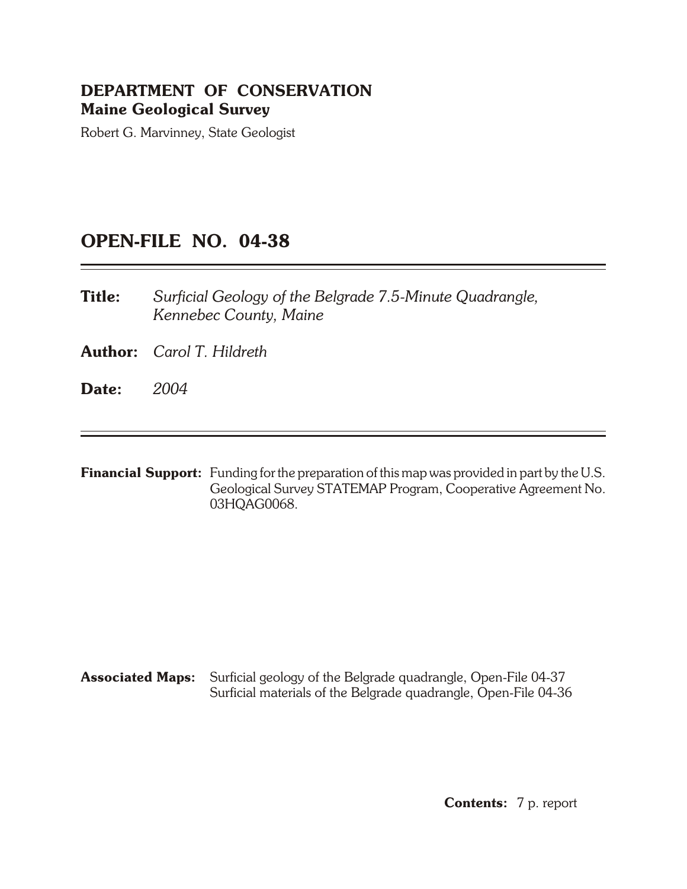**DEPARTMENT OF CONSERVATION**
**Maine Geological Survey**

Robert G. Marvinney, State Geologist

# OPEN-FILE NO. 04-38

**Title:** *Surficial Geology of the Belgrade 7.5-Minute Quadrangle, Kennebec County, Maine*

**Author:** *Carol T. Hildreth*

**Date:** *2004*

**Financial Support:** Funding for the preparation of this map was provided in part by the U.S. Geological Survey STATEMAP Program, Cooperative Agreement No. 03HQAG0068.

**Associated Maps:** Surficial geology of the Belgrade quadrangle, Open-File 04-37
Surficial materials of the Belgrade quadrangle, Open-File 04-36

**Contents:** 7 p. report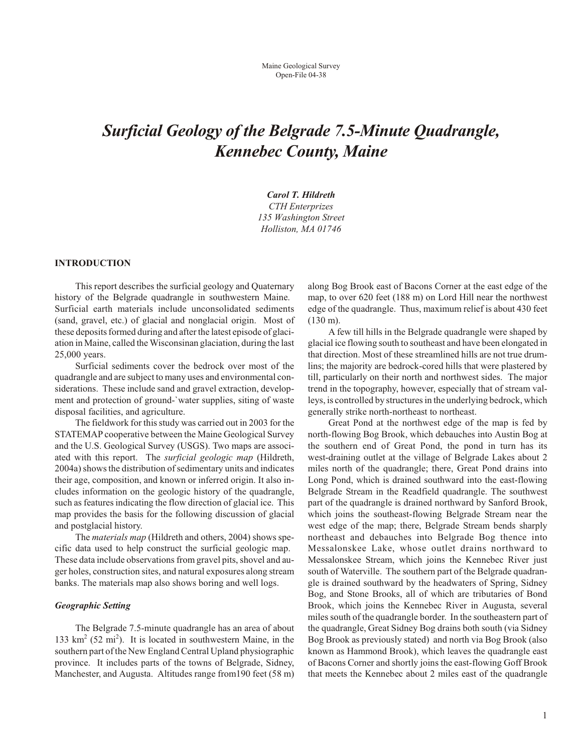Maine Geological Survey
Open-File 04-38

# *Surficial Geology of the Belgrade 7.5-Minute Quadrangle, Kennebec County, Maine*

***Carol T. Hildreth***
*CTH Enterprizes*
*135 Washington Street*
*Holliston, MA 01746*

## INTRODUCTION

This report describes the surficial geology and Quaternary history of the Belgrade quadrangle in southwestern Maine. Surficial earth materials include unconsolidated sediments (sand, gravel, etc.) of glacial and nonglacial origin. Most of these deposits formed during and after the latest episode of glaciation in Maine, called the Wisconsinan glaciation, during the last 25,000 years.

Surficial sediments cover the bedrock over most of the quadrangle and are subject to many uses and environmental considerations. These include sand and gravel extraction, development and protection of ground-`water supplies, siting of waste disposal facilities, and agriculture.

The fieldwork for this study was carried out in 2003 for the STATEMAP cooperative between the Maine Geological Survey and the U.S. Geological Survey (USGS). Two maps are associated with this report. The *surficial geologic map* (Hildreth, 2004a) shows the distribution of sedimentary units and indicates their age, composition, and known or inferred origin. It also includes information on the geologic history of the quadrangle, such as features indicating the flow direction of glacial ice. This map provides the basis for the following discussion of glacial and postglacial history.

The *materials map* (Hildreth and others, 2004) shows specific data used to help construct the surficial geologic map. These data include observations from gravel pits, shovel and auger holes, construction sites, and natural exposures along stream banks. The materials map also shows boring and well logs.

### *Geographic Setting*

The Belgrade 7.5-minute quadrangle has an area of about 133 km$^2$ (52 mi$^2$). It is located in southwestern Maine, in the southern part of the New England Central Upland physiographic province. It includes parts of the towns of Belgrade, Sidney, Manchester, and Augusta. Altitudes range from190 feet (58 m) along Bog Brook east of Bacons Corner at the east edge of the map, to over 620 feet (188 m) on Lord Hill near the northwest edge of the quadrangle. Thus, maximum relief is about 430 feet (130 m).

A few till hills in the Belgrade quadrangle were shaped by glacial ice flowing south to southeast and have been elongated in that direction. Most of these streamlined hills are not true drumlins; the majority are bedrock-cored hills that were plastered by till, particularly on their north and northwest sides. The major trend in the topography, however, especially that of stream valleys, is controlled by structures in the underlying bedrock, which generally strike north-northeast to northeast.

Great Pond at the northwest edge of the map is fed by north-flowing Bog Brook, which debauches into Austin Bog at the southern end of Great Pond, the pond in turn has its west-draining outlet at the village of Belgrade Lakes about 2 miles north of the quadrangle; there, Great Pond drains into Long Pond, which is drained southward into the east-flowing Belgrade Stream in the Readfield quadrangle. The southwest part of the quadrangle is drained northward by Sanford Brook, which joins the southeast-flowing Belgrade Stream near the west edge of the map; there, Belgrade Stream bends sharply northeast and debauches into Belgrade Bog thence into Messalonskee Lake, whose outlet drains northward to Messalonskee Stream, which joins the Kennebec River just south of Waterville. The southern part of the Belgrade quadrangle is drained southward by the headwaters of Spring, Sidney Bog, and Stone Brooks, all of which are tributaries of Bond Brook, which joins the Kennebec River in Augusta, several miles south of the quadrangle border. In the southeastern part of the quadrangle, Great Sidney Bog drains both south (via Sidney Bog Brook as previously stated) and north via Bog Brook (also known as Hammond Brook), which leaves the quadrangle east of Bacons Corner and shortly joins the east-flowing Goff Brook that meets the Kennebec about 2 miles east of the quadrangle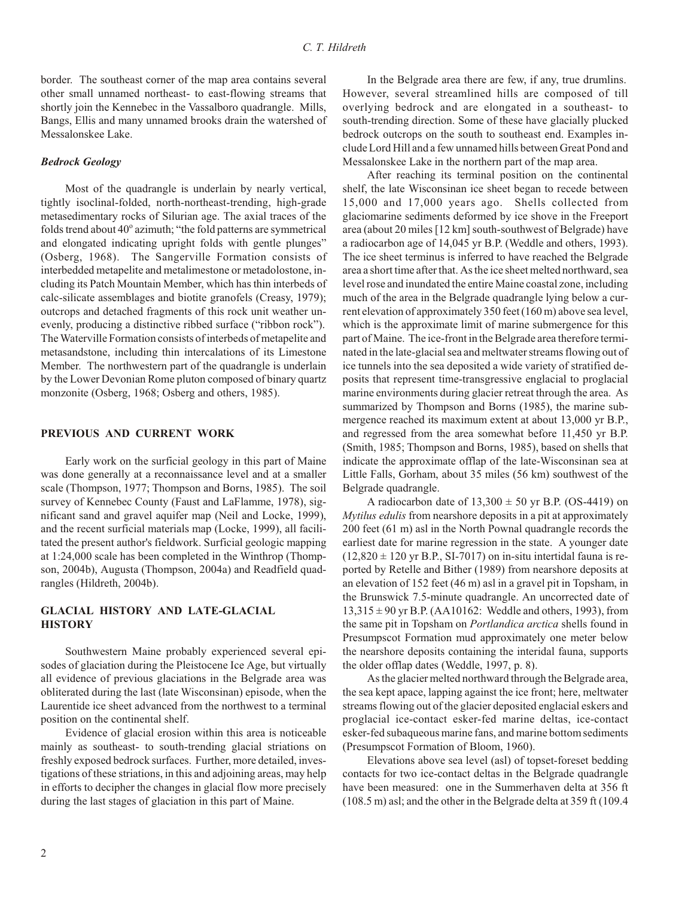border. The southeast corner of the map area contains several other small unnamed northeast- to east-flowing streams that shortly join the Kennebec in the Vassalboro quadrangle. Mills, Bangs, Ellis and many unnamed brooks drain the watershed of Messalonskee Lake.

### *Bedrock Geology*

Most of the quadrangle is underlain by nearly vertical, tightly isoclinal-folded, north-northeast-trending, high-grade metasedimentary rocks of Silurian age. The axial traces of the folds trend about 40° azimuth; "the fold patterns are symmetrical and elongated indicating upright folds with gentle plunges" (Osberg, 1968). The Sangerville Formation consists of interbedded metapelite and metalimestone or metadolostone, including its Patch Mountain Member, which has thin interbeds of calc-silicate assemblages and biotite granofels (Creasy, 1979); outcrops and detached fragments of this rock unit weather unevenly, producing a distinctive ribbed surface ("ribbon rock"). The Waterville Formation consists of interbeds of metapelite and metasandstone, including thin intercalations of its Limestone Member. The northwestern part of the quadrangle is underlain by the Lower Devonian Rome pluton composed of binary quartz monzonite (Osberg, 1968; Osberg and others, 1985).

## PREVIOUS AND CURRENT WORK

Early work on the surficial geology in this part of Maine was done generally at a reconnaissance level and at a smaller scale (Thompson, 1977; Thompson and Borns, 1985). The soil survey of Kennebec County (Faust and LaFlamme, 1978), significant sand and gravel aquifer map (Neil and Locke, 1999), and the recent surficial materials map (Locke, 1999), all facilitated the present author's fieldwork. Surficial geologic mapping at 1:24,000 scale has been completed in the Winthrop (Thompson, 2004b), Augusta (Thompson, 2004a) and Readfield quadrangles (Hildreth, 2004b).

## GLACIAL HISTORY AND LATE-GLACIAL HISTORY

Southwestern Maine probably experienced several episodes of glaciation during the Pleistocene Ice Age, but virtually all evidence of previous glaciations in the Belgrade area was obliterated during the last (late Wisconsinan) episode, when the Laurentide ice sheet advanced from the northwest to a terminal position on the continental shelf.

Evidence of glacial erosion within this area is noticeable mainly as southeast- to south-trending glacial striations on freshly exposed bedrock surfaces. Further, more detailed, investigations of these striations, in this and adjoining areas, may help in efforts to decipher the changes in glacial flow more precisely during the last stages of glaciation in this part of Maine.

In the Belgrade area there are few, if any, true drumlins. However, several streamlined hills are composed of till overlying bedrock and are elongated in a southeast- to south-trending direction. Some of these have glacially plucked bedrock outcrops on the south to southeast end. Examples include Lord Hill and a few unnamed hills between Great Pond and Messalonskee Lake in the northern part of the map area.

After reaching its terminal position on the continental shelf, the late Wisconsinan ice sheet began to recede between 15,000 and 17,000 years ago. Shells collected from glaciomarine sediments deformed by ice shove in the Freeport area (about 20 miles [12 km] south-southwest of Belgrade) have a radiocarbon age of 14,045 yr B.P. (Weddle and others, 1993). The ice sheet terminus is inferred to have reached the Belgrade area a short time after that. As the ice sheet melted northward, sea level rose and inundated the entire Maine coastal zone, including much of the area in the Belgrade quadrangle lying below a current elevation of approximately 350 feet (160 m) above sea level, which is the approximate limit of marine submergence for this part of Maine. The ice-front in the Belgrade area therefore terminated in the late-glacial sea and meltwater streams flowing out of ice tunnels into the sea deposited a wide variety of stratified deposits that represent time-transgressive englacial to proglacial marine environments during glacier retreat through the area. As summarized by Thompson and Borns (1985), the marine submergence reached its maximum extent at about 13,000 yr B.P., and regressed from the area somewhat before 11,450 yr B.P. (Smith, 1985; Thompson and Borns, 1985), based on shells that indicate the approximate offlap of the late-Wisconsinan sea at Little Falls, Gorham, about 35 miles (56 km) southwest of the Belgrade quadrangle.

A radiocarbon date of 13,300 ± 50 yr B.P. (OS-4419) on *Mytilus edulis* from nearshore deposits in a pit at approximately 200 feet (61 m) asl in the North Pownal quadrangle records the earliest date for marine regression in the state. A younger date (12,820 ± 120 yr B.P., SI-7017) on in-situ intertidal fauna is reported by Retelle and Bither (1989) from nearshore deposits at an elevation of 152 feet (46 m) asl in a gravel pit in Topsham, in the Brunswick 7.5-minute quadrangle. An uncorrected date of 13,315 ± 90 yr B.P. (AA10162: Weddle and others, 1993), from the same pit in Topsham on *Portlandica arctica* shells found in Presumpscot Formation mud approximately one meter below the nearshore deposits containing the interidal fauna, supports the older offlap dates (Weddle, 1997, p. 8).

As the glacier melted northward through the Belgrade area, the sea kept apace, lapping against the ice front; here, meltwater streams flowing out of the glacier deposited englacial eskers and proglacial ice-contact esker-fed marine deltas, ice-contact esker-fed subaqueous marine fans, and marine bottom sediments (Presumpscot Formation of Bloom, 1960).

Elevations above sea level (asl) of topset-foreset bedding contacts for two ice-contact deltas in the Belgrade quadrangle have been measured: one in the Summerhaven delta at 356 ft (108.5 m) asl; and the other in the Belgrade delta at 359 ft (109.4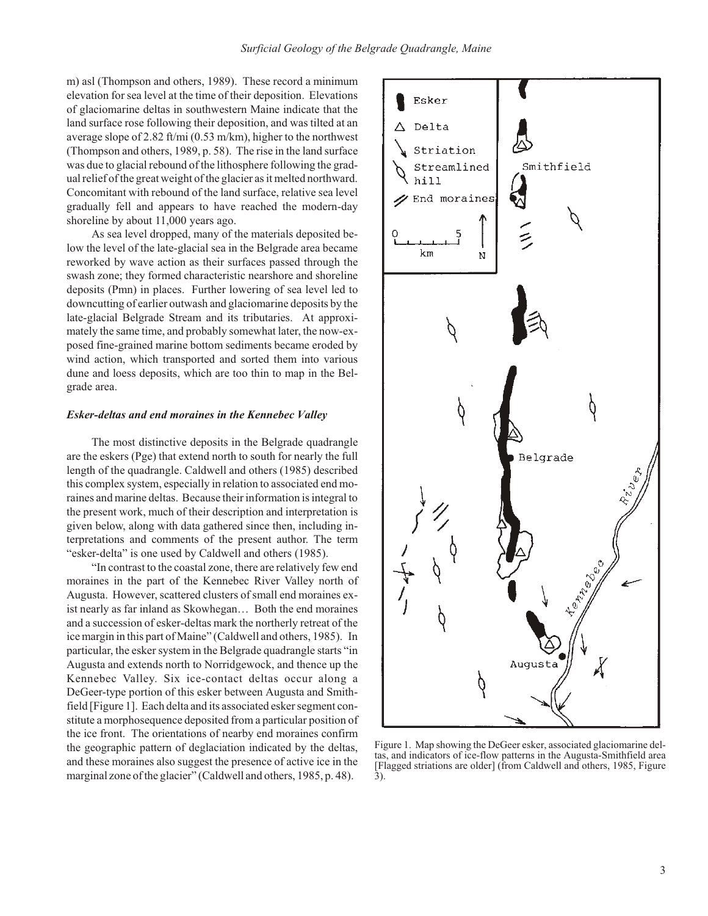m) asl (Thompson and others, 1989). These record a minimum elevation for sea level at the time of their deposition. Elevations of glaciomarine deltas in southwestern Maine indicate that the land surface rose following their deposition, and was tilted at an average slope of 2.82 ft/mi (0.53 m/km), higher to the northwest (Thompson and others, 1989, p. 58). The rise in the land surface was due to glacial rebound of the lithosphere following the gradual relief of the great weight of the glacier as it melted northward. Concomitant with rebound of the land surface, relative sea level gradually fell and appears to have reached the modern-day shoreline by about 11,000 years ago.

As sea level dropped, many of the materials deposited below the level of the late-glacial sea in the Belgrade area became reworked by wave action as their surfaces passed through the swash zone; they formed characteristic nearshore and shoreline deposits (Pmn) in places. Further lowering of sea level led to downcutting of earlier outwash and glaciomarine deposits by the late-glacial Belgrade Stream and its tributaries. At approximately the same time, and probably somewhat later, the now-exposed fine-grained marine bottom sediments became eroded by wind action, which transported and sorted them into various dune and loess deposits, which are too thin to map in the Belgrade area.

### *Esker-deltas and end moraines in the Kennebec Valley*

The most distinctive deposits in the Belgrade quadrangle are the eskers (Pge) that extend north to south for nearly the full length of the quadrangle. Caldwell and others (1985) described this complex system, especially in relation to associated end moraines and marine deltas. Because their information is integral to the present work, much of their description and interpretation is given below, along with data gathered since then, including interpretations and comments of the present author. The term "esker-delta" is one used by Caldwell and others (1985).

"In contrast to the coastal zone, there are relatively few end moraines in the part of the Kennebec River Valley north of Augusta. However, scattered clusters of small end moraines exist nearly as far inland as Skowhegan… Both the end moraines and a succession of esker-deltas mark the northerly retreat of the ice margin in this part of Maine" (Caldwell and others, 1985). In particular, the esker system in the Belgrade quadrangle starts "in Augusta and extends north to Norridgewock, and thence up the Kennebec Valley. Six ice-contact deltas occur along a DeGeer-type portion of this esker between Augusta and Smithfield [Figure 1]. Each delta and its associated esker segment constitute a morphosequence deposited from a particular position of the ice front. The orientations of nearby end moraines confirm the geographic pattern of deglaciation indicated by the deltas, and these moraines also suggest the presence of active ice in the marginal zone of the glacier" (Caldwell and others, 1985, p. 48).

Figure 1. Map showing the DeGeer esker, associated glaciomarine deltas, and indicators of ice-flow patterns in the Augusta-Smithfield area [Flagged striations are older] (from Caldwell and others, 1985, Figure 3).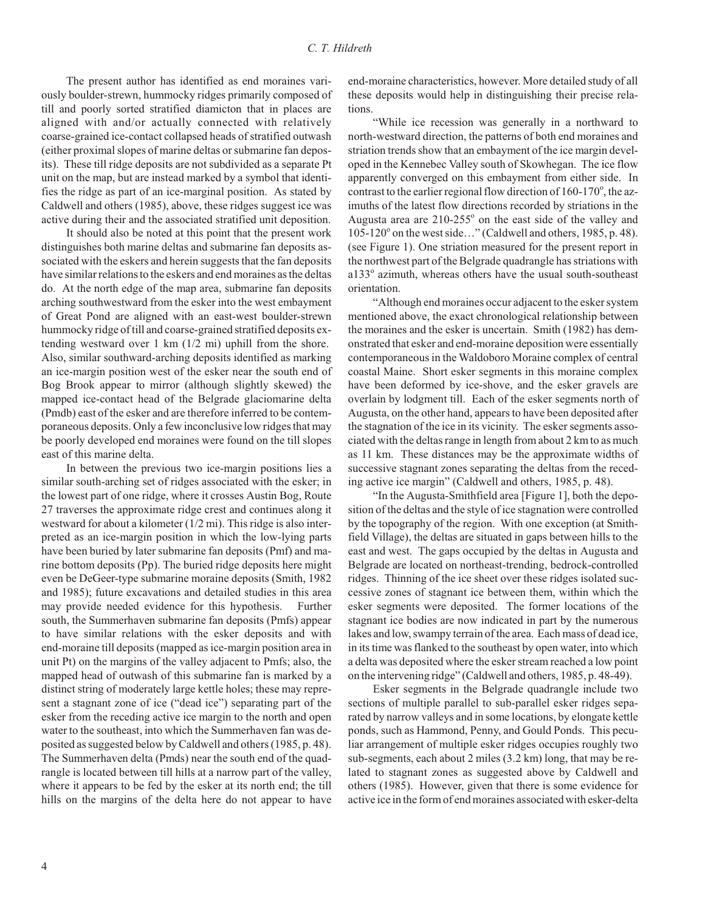The present author has identified as end moraines variously boulder-strewn, hummocky ridges primarily composed of till and poorly sorted stratified diamicton that in places are aligned with and/or actually connected with relatively coarse-grained ice-contact collapsed heads of stratified outwash (either proximal slopes of marine deltas or submarine fan deposits). These till ridge deposits are not subdivided as a separate Pt unit on the map, but are instead marked by a symbol that identifies the ridge as part of an ice-marginal position. As stated by Caldwell and others (1985), above, these ridges suggest ice was active during their and the associated stratified unit deposition.

It should also be noted at this point that the present work distinguishes both marine deltas and submarine fan deposits associated with the eskers and herein suggests that the fan deposits have similar relations to the eskers and end moraines as the deltas do. At the north edge of the map area, submarine fan deposits arching southwestward from the esker into the west embayment of Great Pond are aligned with an east-west boulder-strewn hummocky ridge of till and coarse-grained stratified deposits extending westward over 1 km (1/2 mi) uphill from the shore. Also, similar southward-arching deposits identified as marking an ice-margin position west of the esker near the south end of Bog Brook appear to mirror (although slightly skewed) the mapped ice-contact head of the Belgrade glaciomarine delta (Pmdb) east of the esker and are therefore inferred to be contemporaneous deposits. Only a few inconclusive low ridges that may be poorly developed end moraines were found on the till slopes east of this marine delta.

In between the previous two ice-margin positions lies a similar south-arching set of ridges associated with the esker; in the lowest part of one ridge, where it crosses Austin Bog, Route 27 traverses the approximate ridge crest and continues along it westward for about a kilometer (1/2 mi). This ridge is also interpreted as an ice-margin position in which the low-lying parts have been buried by later submarine fan deposits (Pmf) and marine bottom deposits (Pp). The buried ridge deposits here might even be DeGeer-type submarine moraine deposits (Smith, 1982 and 1985); future excavations and detailed studies in this area may provide needed evidence for this hypothesis. Further south, the Summerhaven submarine fan deposits (Pmfs) appear to have similar relations with the esker deposits and with end-moraine till deposits (mapped as ice-margin position area in unit Pt) on the margins of the valley adjacent to Pmfs; also, the mapped head of outwash of this submarine fan is marked by a distinct string of moderately large kettle holes; these may represent a stagnant zone of ice ("dead ice") separating part of the esker from the receding active ice margin to the north and open water to the southeast, into which the Summerhaven fan was deposited as suggested below by Caldwell and others (1985, p. 48). The Summerhaven delta (Pmds) near the south end of the quadrangle is located between till hills at a narrow part of the valley, where it appears to be fed by the esker at its north end; the till hills on the margins of the delta here do not appear to have end-moraine characteristics, however. More detailed study of all these deposits would help in distinguishing their precise relations.

"While ice recession was generally in a northward to north-westward direction, the patterns of both end moraines and striation trends show that an embayment of the ice margin developed in the Kennebec Valley south of Skowhegan. The ice flow apparently converged on this embayment from either side. In contrast to the earlier regional flow direction of 160-170°, the azimuths of the latest flow directions recorded by striations in the Augusta area are 210-255° on the east side of the valley and 105-120° on the west side…" (Caldwell and others, 1985, p. 48). (see Figure 1). One striation measured for the present report in the northwest part of the Belgrade quadrangle has striations with a133° azimuth, whereas others have the usual south-southeast orientation.

"Although end moraines occur adjacent to the esker system mentioned above, the exact chronological relationship between the moraines and the esker is uncertain. Smith (1982) has demonstrated that esker and end-moraine deposition were essentially contemporaneous in the Waldoboro Moraine complex of central coastal Maine. Short esker segments in this moraine complex have been deformed by ice-shove, and the esker gravels are overlain by lodgment till. Each of the esker segments north of Augusta, on the other hand, appears to have been deposited after the stagnation of the ice in its vicinity. The esker segments associated with the deltas range in length from about 2 km to as much as 11 km. These distances may be the approximate widths of successive stagnant zones separating the deltas from the receding active ice margin" (Caldwell and others, 1985, p. 48).

"In the Augusta-Smithfield area [Figure 1], both the deposition of the deltas and the style of ice stagnation were controlled by the topography of the region. With one exception (at Smithfield Village), the deltas are situated in gaps between hills to the east and west. The gaps occupied by the deltas in Augusta and Belgrade are located on northeast-trending, bedrock-controlled ridges. Thinning of the ice sheet over these ridges isolated successive zones of stagnant ice between them, within which the esker segments were deposited. The former locations of the stagnant ice bodies are now indicated in part by the numerous lakes and low, swampy terrain of the area. Each mass of dead ice, in its time was flanked to the southeast by open water, into which a delta was deposited where the esker stream reached a low point on the intervening ridge" (Caldwell and others, 1985, p. 48-49).

Esker segments in the Belgrade quadrangle include two sections of multiple parallel to sub-parallel esker ridges separated by narrow valleys and in some locations, by elongate kettle ponds, such as Hammond, Penny, and Gould Ponds. This peculiar arrangement of multiple esker ridges occupies roughly two sub-segments, each about 2 miles (3.2 km) long, that may be related to stagnant zones as suggested above by Caldwell and others (1985). However, given that there is some evidence for active ice in the form of end moraines associated with esker-delta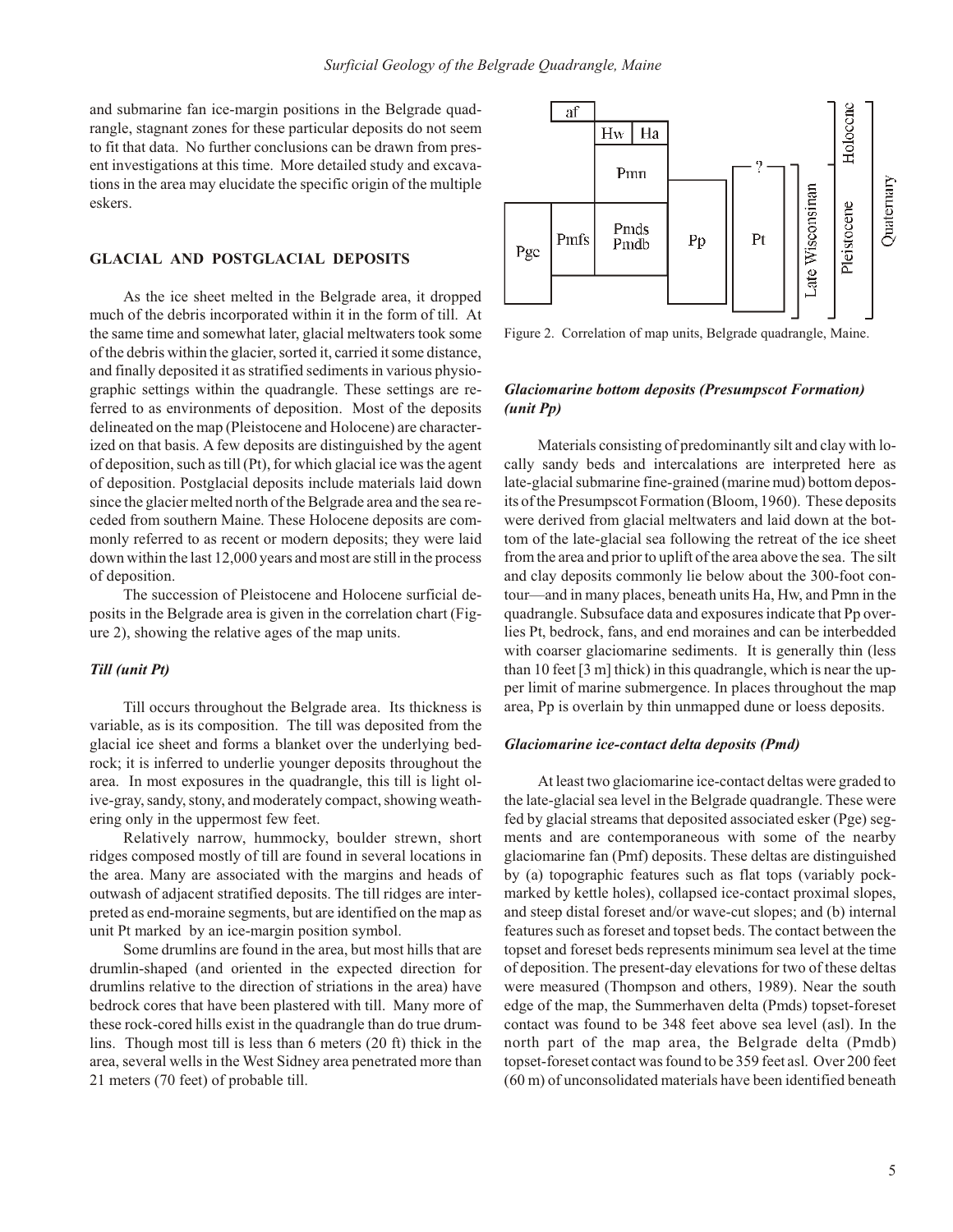and submarine fan ice-margin positions in the Belgrade quadrangle, stagnant zones for these particular deposits do not seem to fit that data. No further conclusions can be drawn from present investigations at this time. More detailed study and excavations in the area may elucidate the specific origin of the multiple eskers.

## GLACIAL AND POSTGLACIAL DEPOSITS

As the ice sheet melted in the Belgrade area, it dropped much of the debris incorporated within it in the form of till. At the same time and somewhat later, glacial meltwaters took some of the debris within the glacier, sorted it, carried it some distance, and finally deposited it as stratified sediments in various physiographic settings within the quadrangle. These settings are referred to as environments of deposition. Most of the deposits delineated on the map (Pleistocene and Holocene) are characterized on that basis. A few deposits are distinguished by the agent of deposition, such as till (Pt), for which glacial ice was the agent of deposition. Postglacial deposits include materials laid down since the glacier melted north of the Belgrade area and the sea receded from southern Maine. These Holocene deposits are commonly referred to as recent or modern deposits; they were laid down within the last 12,000 years and most are still in the process of deposition.

The succession of Pleistocene and Holocene surficial deposits in the Belgrade area is given in the correlation chart (Figure 2), showing the relative ages of the map units.

### *Till (unit Pt)*

Till occurs throughout the Belgrade area. Its thickness is variable, as is its composition. The till was deposited from the glacial ice sheet and forms a blanket over the underlying bedrock; it is inferred to underlie younger deposits throughout the area. In most exposures in the quadrangle, this till is light olive-gray, sandy, stony, and moderately compact, showing weathering only in the uppermost few feet.

Relatively narrow, hummocky, boulder strewn, short ridges composed mostly of till are found in several locations in the area. Many are associated with the margins and heads of outwash of adjacent stratified deposits. The till ridges are interpreted as end-moraine segments, but are identified on the map as unit Pt marked by an ice-margin position symbol.

Some drumlins are found in the area, but most hills that are drumlin-shaped (and oriented in the expected direction for drumlins relative to the direction of striations in the area) have bedrock cores that have been plastered with till. Many more of these rock-cored hills exist in the quadrangle than do true drumlins. Though most till is less than 6 meters (20 ft) thick in the area, several wells in the West Sidney area penetrated more than 21 meters (70 feet) of probable till.

Figure 2. Correlation of map units, Belgrade quadrangle, Maine.

### *Glaciomarine bottom deposits (Presumpscot Formation) (unit Pp)*

Materials consisting of predominantly silt and clay with locally sandy beds and intercalations are interpreted here as late-glacial submarine fine-grained (marine mud) bottom deposits of the Presumpscot Formation (Bloom, 1960). These deposits were derived from glacial meltwaters and laid down at the bottom of the late-glacial sea following the retreat of the ice sheet from the area and prior to uplift of the area above the sea. The silt and clay deposits commonly lie below about the 300-foot contour—and in many places, beneath units Ha, Hw, and Pmn in the quadrangle. Subsuface data and exposures indicate that Pp overlies Pt, bedrock, fans, and end moraines and can be interbedded with coarser glaciomarine sediments. It is generally thin (less than 10 feet [3 m] thick) in this quadrangle, which is near the upper limit of marine submergence. In places throughout the map area, Pp is overlain by thin unmapped dune or loess deposits.

### *Glaciomarine ice-contact delta deposits (Pmd)*

At least two glaciomarine ice-contact deltas were graded to the late-glacial sea level in the Belgrade quadrangle. These were fed by glacial streams that deposited associated esker (Pge) segments and are contemporaneous with some of the nearby glaciomarine fan (Pmf) deposits. These deltas are distinguished by (a) topographic features such as flat tops (variably pockmarked by kettle holes), collapsed ice-contact proximal slopes, and steep distal foreset and/or wave-cut slopes; and (b) internal features such as foreset and topset beds. The contact between the topset and foreset beds represents minimum sea level at the time of deposition. The present-day elevations for two of these deltas were measured (Thompson and others, 1989). Near the south edge of the map, the Summerhaven delta (Pmds) topset-foreset contact was found to be 348 feet above sea level (asl). In the north part of the map area, the Belgrade delta (Pmdb) topset-foreset contact was found to be 359 feet asl. Over 200 feet (60 m) of unconsolidated materials have been identified beneath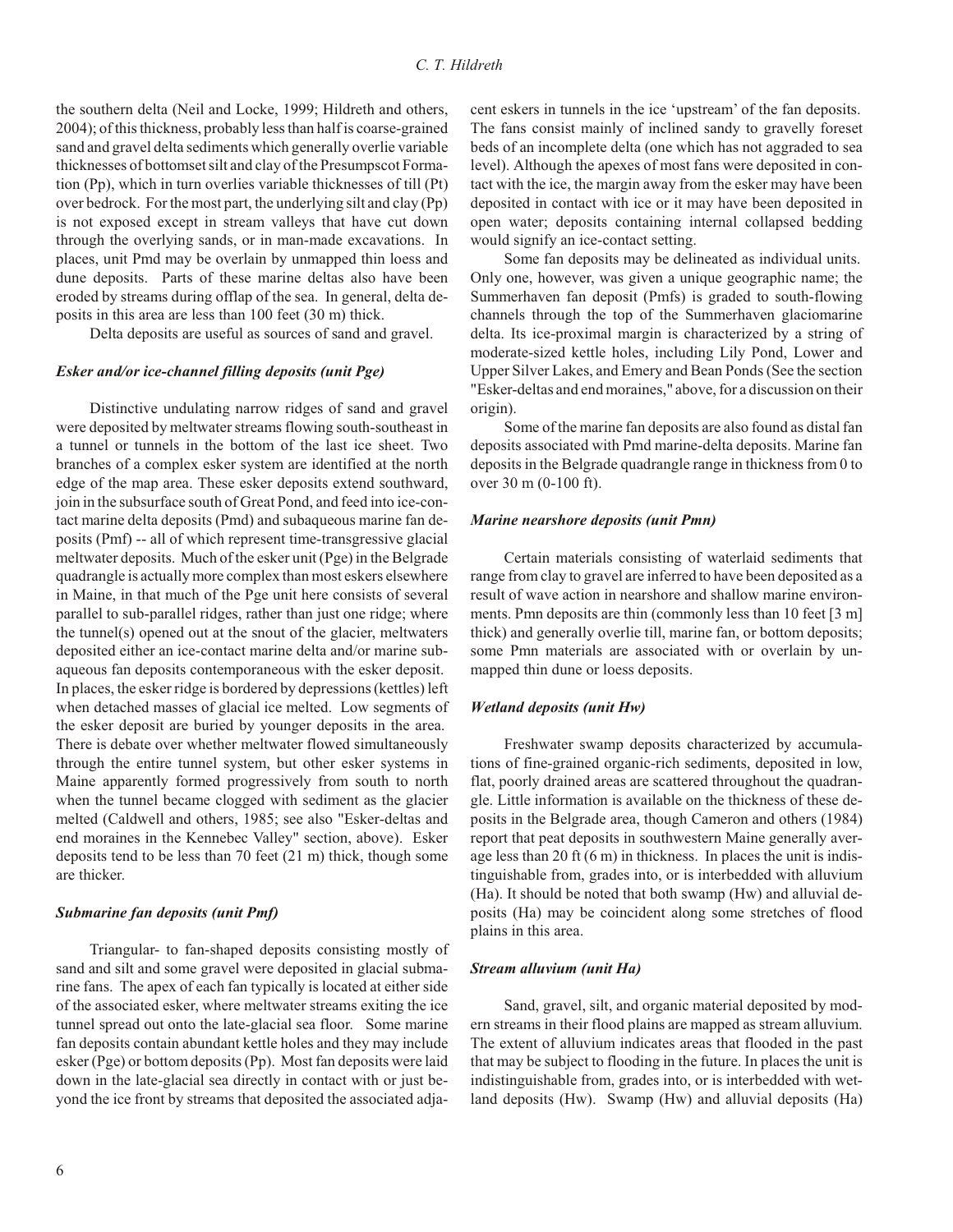the southern delta (Neil and Locke, 1999; Hildreth and others, 2004); of this thickness, probably less than half is coarse-grained sand and gravel delta sediments which generally overlie variable thicknesses of bottomset silt and clay of the Presumpscot Formation (Pp), which in turn overlies variable thicknesses of till (Pt) over bedrock. For the most part, the underlying silt and clay (Pp) is not exposed except in stream valleys that have cut down through the overlying sands, or in man-made excavations. In places, unit Pmd may be overlain by unmapped thin loess and dune deposits. Parts of these marine deltas also have been eroded by streams during offlap of the sea. In general, delta deposits in this area are less than 100 feet (30 m) thick.

Delta deposits are useful as sources of sand and gravel.

### *Esker and/or ice-channel filling deposits (unit Pge)*

Distinctive undulating narrow ridges of sand and gravel were deposited by meltwater streams flowing south-southeast in a tunnel or tunnels in the bottom of the last ice sheet. Two branches of a complex esker system are identified at the north edge of the map area. These esker deposits extend southward, join in the subsurface south of Great Pond, and feed into ice-contact marine delta deposits (Pmd) and subaqueous marine fan deposits (Pmf) -- all of which represent time-transgressive glacial meltwater deposits. Much of the esker unit (Pge) in the Belgrade quadrangle is actually more complex than most eskers elsewhere in Maine, in that much of the Pge unit here consists of several parallel to sub-parallel ridges, rather than just one ridge; where the tunnel(s) opened out at the snout of the glacier, meltwaters deposited either an ice-contact marine delta and/or marine subaqueous fan deposits contemporaneous with the esker deposit. In places, the esker ridge is bordered by depressions (kettles) left when detached masses of glacial ice melted. Low segments of the esker deposit are buried by younger deposits in the area. There is debate over whether meltwater flowed simultaneously through the entire tunnel system, but other esker systems in Maine apparently formed progressively from south to north when the tunnel became clogged with sediment as the glacier melted (Caldwell and others, 1985; see also "Esker-deltas and end moraines in the Kennebec Valley" section, above). Esker deposits tend to be less than 70 feet (21 m) thick, though some are thicker.

### *Submarine fan deposits (unit Pmf)*

Triangular- to fan-shaped deposits consisting mostly of sand and silt and some gravel were deposited in glacial submarine fans. The apex of each fan typically is located at either side of the associated esker, where meltwater streams exiting the ice tunnel spread out onto the late-glacial sea floor. Some marine fan deposits contain abundant kettle holes and they may include esker (Pge) or bottom deposits (Pp). Most fan deposits were laid down in the late-glacial sea directly in contact with or just beyond the ice front by streams that deposited the associated adjacent eskers in tunnels in the ice 'upstream' of the fan deposits. The fans consist mainly of inclined sandy to gravelly foreset beds of an incomplete delta (one which has not aggraded to sea level). Although the apexes of most fans were deposited in contact with the ice, the margin away from the esker may have been deposited in contact with ice or it may have been deposited in open water; deposits containing internal collapsed bedding would signify an ice-contact setting.

Some fan deposits may be delineated as individual units. Only one, however, was given a unique geographic name; the Summerhaven fan deposit (Pmfs) is graded to south-flowing channels through the top of the Summerhaven glaciomarine delta. Its ice-proximal margin is characterized by a string of moderate-sized kettle holes, including Lily Pond, Lower and Upper Silver Lakes, and Emery and Bean Ponds (See the section "Esker-deltas and end moraines," above, for a discussion on their origin).

Some of the marine fan deposits are also found as distal fan deposits associated with Pmd marine-delta deposits. Marine fan deposits in the Belgrade quadrangle range in thickness from 0 to over 30 m (0-100 ft).

### *Marine nearshore deposits (unit Pmn)*

Certain materials consisting of waterlaid sediments that range from clay to gravel are inferred to have been deposited as a result of wave action in nearshore and shallow marine environments. Pmn deposits are thin (commonly less than 10 feet [3 m] thick) and generally overlie till, marine fan, or bottom deposits; some Pmn materials are associated with or overlain by unmapped thin dune or loess deposits.

### *Wetland deposits (unit Hw)*

Freshwater swamp deposits characterized by accumulations of fine-grained organic-rich sediments, deposited in low, flat, poorly drained areas are scattered throughout the quadrangle. Little information is available on the thickness of these deposits in the Belgrade area, though Cameron and others (1984) report that peat deposits in southwestern Maine generally average less than 20 ft (6 m) in thickness. In places the unit is indistinguishable from, grades into, or is interbedded with alluvium (Ha). It should be noted that both swamp (Hw) and alluvial deposits (Ha) may be coincident along some stretches of flood plains in this area.

### *Stream alluvium (unit Ha)*

Sand, gravel, silt, and organic material deposited by modern streams in their flood plains are mapped as stream alluvium. The extent of alluvium indicates areas that flooded in the past that may be subject to flooding in the future. In places the unit is indistinguishable from, grades into, or is interbedded with wetland deposits (Hw). Swamp (Hw) and alluvial deposits (Ha)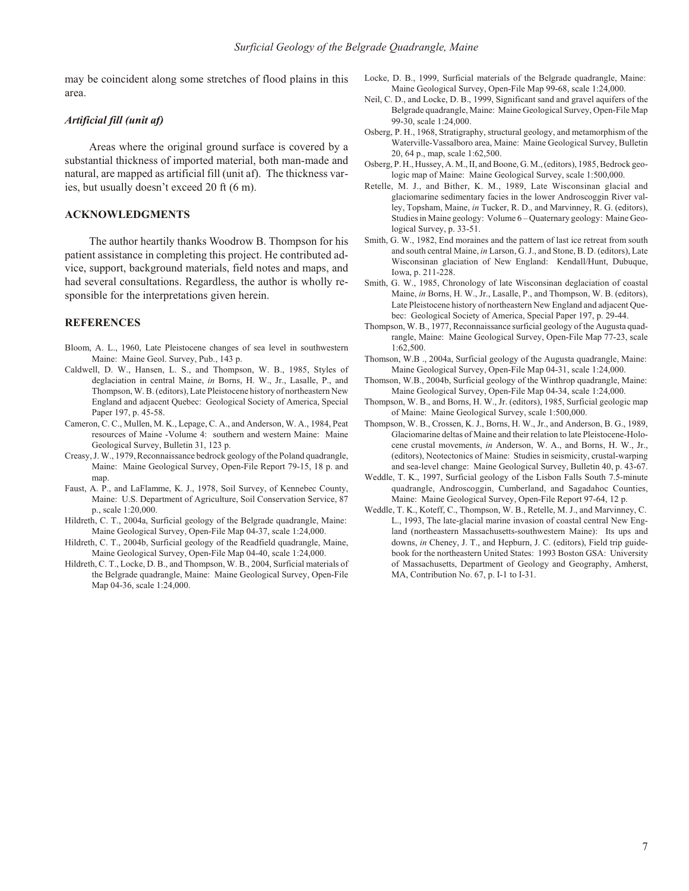may be coincident along some stretches of flood plains in this area.

### *Artificial fill (unit af)*

Areas where the original ground surface is covered by a substantial thickness of imported material, both man-made and natural, are mapped as artificial fill (unit af). The thickness varies, but usually doesn't exceed 20 ft (6 m).

## ACKNOWLEDGMENTS

The author heartily thanks Woodrow B. Thompson for his patient assistance in completing this project. He contributed advice, support, background materials, field notes and maps, and had several consultations. Regardless, the author is wholly responsible for the interpretations given herein.

## REFERENCES

Bloom, A. L., 1960, Late Pleistocene changes of sea level in southwestern Maine: Maine Geol. Survey, Pub., 143 p.

Caldwell, D. W., Hansen, L. S., and Thompson, W. B., 1985, Styles of deglaciation in central Maine, *in* Borns, H. W., Jr., Lasalle, P., and Thompson, W. B. (editors), Late Pleistocene history of northeastern New England and adjacent Quebec: Geological Society of America, Special Paper 197, p. 45-58.

Cameron, C. C., Mullen, M. K., Lepage, C. A., and Anderson, W. A., 1984, Peat resources of Maine -Volume 4: southern and western Maine: Maine Geological Survey, Bulletin 31, 123 p.

Creasy, J. W., 1979, Reconnaissance bedrock geology of the Poland quadrangle, Maine: Maine Geological Survey, Open-File Report 79-15, 18 p. and map.

Faust, A. P., and LaFlamme, K. J., 1978, Soil Survey, of Kennebec County, Maine: U.S. Department of Agriculture, Soil Conservation Service, 87 p., scale 1:20,000.

Hildreth, C. T., 2004a, Surficial geology of the Belgrade quadrangle, Maine: Maine Geological Survey, Open-File Map 04-37, scale 1:24,000.

Hildreth, C. T., 2004b, Surficial geology of the Readfield quadrangle, Maine, Maine Geological Survey, Open-File Map 04-40, scale 1:24,000.

Hildreth, C. T., Locke, D. B., and Thompson, W. B., 2004, Surficial materials of the Belgrade quadrangle, Maine: Maine Geological Survey, Open-File Map 04-36, scale 1:24,000.

Locke, D. B., 1999, Surficial materials of the Belgrade quadrangle, Maine: Maine Geological Survey, Open-File Map 99-68, scale 1:24,000.

Neil, C. D., and Locke, D. B., 1999, Significant sand and gravel aquifers of the Belgrade quadrangle, Maine: Maine Geological Survey, Open-File Map 99-30, scale 1:24,000.

Osberg, P. H., 1968, Stratigraphy, structural geology, and metamorphism of the Waterville-Vassalboro area, Maine: Maine Geological Survey, Bulletin 20, 64 p., map, scale 1:62,500.

Osberg, P. H., Hussey, A. M., II, and Boone, G. M., (editors), 1985, Bedrock geologic map of Maine: Maine Geological Survey, scale 1:500,000.

Retelle, M. J., and Bither, K. M., 1989, Late Wisconsinan glacial and glaciomarine sedimentary facies in the lower Androscoggin River valley, Topsham, Maine, *in* Tucker, R. D., and Marvinney, R. G. (editors), Studies in Maine geology: Volume 6 – Quaternary geology: Maine Geological Survey, p. 33-51.

Smith, G. W., 1982, End moraines and the pattern of last ice retreat from south and south central Maine, *in* Larson, G. J., and Stone, B. D. (editors), Late Wisconsinan glaciation of New England: Kendall/Hunt, Dubuque, Iowa, p. 211-228.

Smith, G. W., 1985, Chronology of late Wisconsinan deglaciation of coastal Maine, *in* Borns, H. W., Jr., Lasalle, P., and Thompson, W. B. (editors), Late Pleistocene history of northeastern New England and adjacent Quebec: Geological Society of America, Special Paper 197, p. 29-44.

Thompson, W. B., 1977, Reconnaissance surficial geology of the Augusta quadrangle, Maine: Maine Geological Survey, Open-File Map 77-23, scale 1:62,500.

Thomson, W.B ., 2004a, Surficial geology of the Augusta quadrangle, Maine: Maine Geological Survey, Open-File Map 04-31, scale 1:24,000.

Thomson, W.B., 2004b, Surficial geology of the Winthrop quadrangle, Maine: Maine Geological Survey, Open-File Map 04-34, scale 1:24,000.

Thompson, W. B., and Borns, H. W., Jr. (editors), 1985, Surficial geologic map of Maine: Maine Geological Survey, scale 1:500,000.

Thompson, W. B., Crossen, K. J., Borns, H. W., Jr., and Anderson, B. G., 1989, Glaciomarine deltas of Maine and their relation to late Pleistocene-Holocene crustal movements, *in* Anderson, W. A., and Borns, H. W., Jr., (editors), Neotectonics of Maine: Studies in seismicity, crustal-warping and sea-level change: Maine Geological Survey, Bulletin 40, p. 43-67.

Weddle, T. K., 1997, Surficial geology of the Lisbon Falls South 7.5-minute quadrangle, Androscoggin, Cumberland, and Sagadahoc Counties, Maine: Maine Geological Survey, Open-File Report 97-64, 12 p.

Weddle, T. K., Koteff, C., Thompson, W. B., Retelle, M. J., and Marvinney, C. L., 1993, The late-glacial marine invasion of coastal central New England (northeastern Massachusetts-southwestern Maine): Its ups and downs, *in* Cheney, J. T., and Hepburn, J. C. (editors), Field trip guidebook for the northeastern United States: 1993 Boston GSA: University of Massachusetts, Department of Geology and Geography, Amherst, MA, Contribution No. 67, p. I-1 to I-31.